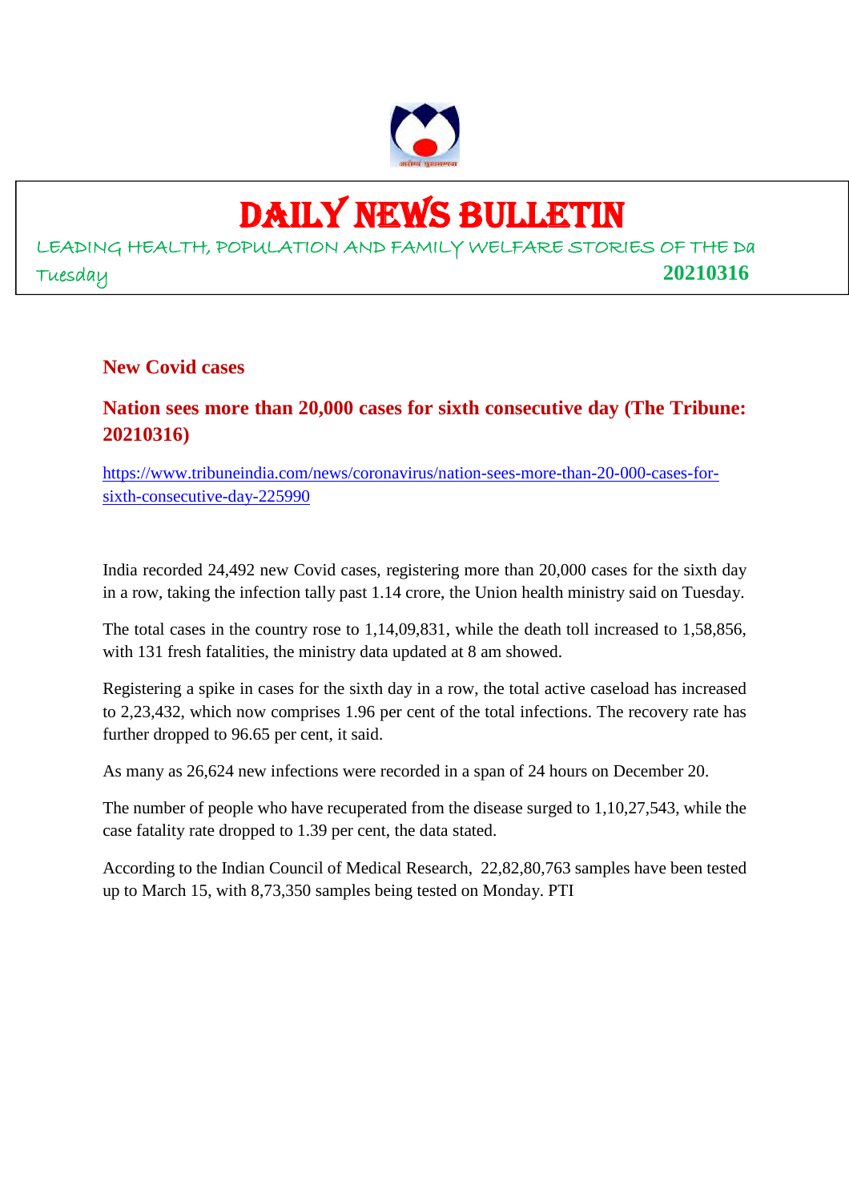# DAILY NEWS BULLETIN

LEADING HEALTH, POPULATION AND FAMILY WELFARE STORIES OF THE Da

Tuesday **20210316**

## New Covid cases

## Nation sees more than 20,000 cases for sixth consecutive day (The Tribune: 20210316)

https://www.tribuneindia.com/news/coronavirus/nation-sees-more-than-20-000-cases-for-sixth-consecutive-day-225990

India recorded 24,492 new Covid cases, registering more than 20,000 cases for the sixth day in a row, taking the infection tally past 1.14 crore, the Union health ministry said on Tuesday.

The total cases in the country rose to 1,14,09,831, while the death toll increased to 1,58,856, with 131 fresh fatalities, the ministry data updated at 8 am showed.

Registering a spike in cases for the sixth day in a row, the total active caseload has increased to 2,23,432, which now comprises 1.96 per cent of the total infections. The recovery rate has further dropped to 96.65 per cent, it said.

As many as 26,624 new infections were recorded in a span of 24 hours on December 20.

The number of people who have recuperated from the disease surged to 1,10,27,543, while the case fatality rate dropped to 1.39 per cent, the data stated.

According to the Indian Council of Medical Research, 22,82,80,763 samples have been tested up to March 15, with 8,73,350 samples being tested on Monday. PTI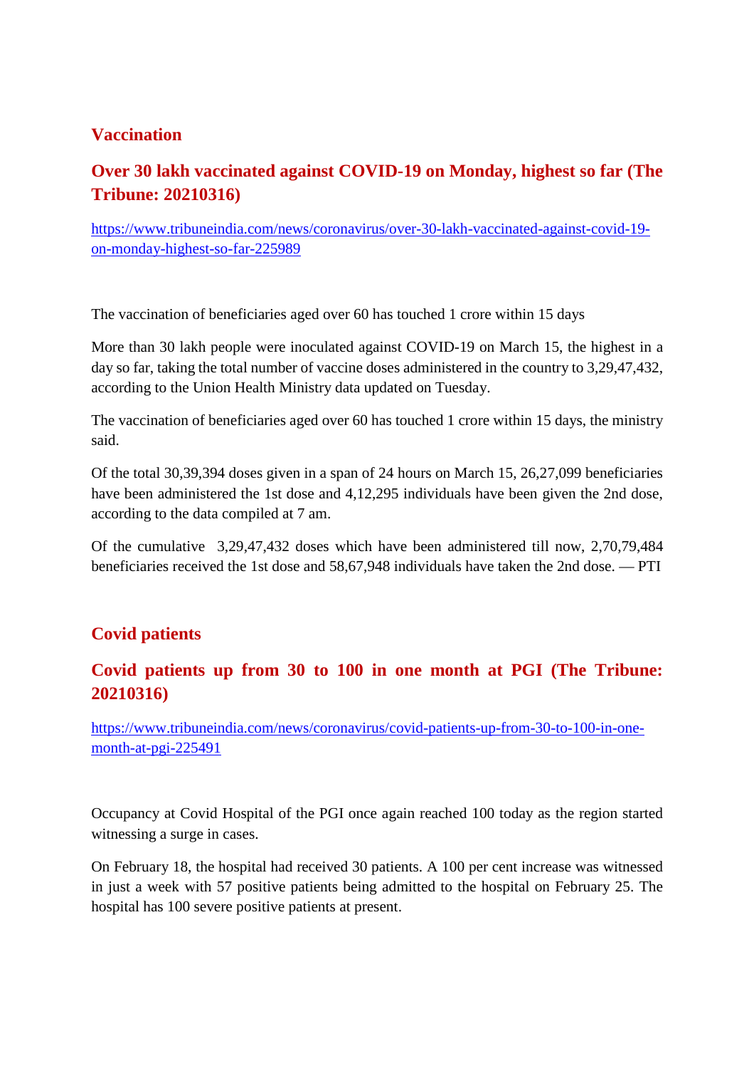## Vaccination

### Over 30 lakh vaccinated against COVID-19 on Monday, highest so far (The Tribune: 20210316)

https://www.tribuneindia.com/news/coronavirus/over-30-lakh-vaccinated-against-covid-19-on-monday-highest-so-far-225989

The vaccination of beneficiaries aged over 60 has touched 1 crore within 15 days

More than 30 lakh people were inoculated against COVID-19 on March 15, the highest in a day so far, taking the total number of vaccine doses administered in the country to 3,29,47,432, according to the Union Health Ministry data updated on Tuesday.

The vaccination of beneficiaries aged over 60 has touched 1 crore within 15 days, the ministry said.

Of the total 30,39,394 doses given in a span of 24 hours on March 15, 26,27,099 beneficiaries have been administered the 1st dose and 4,12,295 individuals have been given the 2nd dose, according to the data compiled at 7 am.

Of the cumulative 3,29,47,432 doses which have been administered till now, 2,70,79,484 beneficiaries received the 1st dose and 58,67,948 individuals have taken the 2nd dose. — PTI

## Covid patients

### Covid patients up from 30 to 100 in one month at PGI (The Tribune: 20210316)

https://www.tribuneindia.com/news/coronavirus/covid-patients-up-from-30-to-100-in-one-month-at-pgi-225491

Occupancy at Covid Hospital of the PGI once again reached 100 today as the region started witnessing a surge in cases.

On February 18, the hospital had received 30 patients. A 100 per cent increase was witnessed in just a week with 57 positive patients being admitted to the hospital on February 25. The hospital has 100 severe positive patients at present.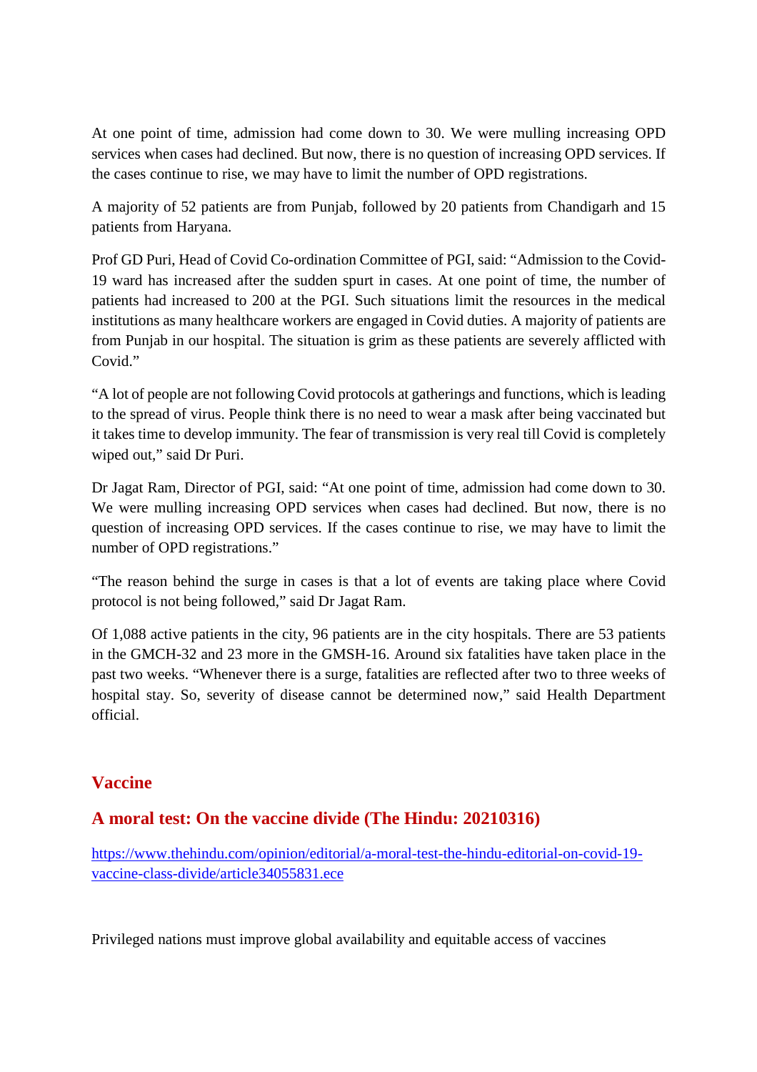At one point of time, admission had come down to 30. We were mulling increasing OPD services when cases had declined. But now, there is no question of increasing OPD services. If the cases continue to rise, we may have to limit the number of OPD registrations.

A majority of 52 patients are from Punjab, followed by 20 patients from Chandigarh and 15 patients from Haryana.

Prof GD Puri, Head of Covid Co-ordination Committee of PGI, said: "Admission to the Covid-19 ward has increased after the sudden spurt in cases. At one point of time, the number of patients had increased to 200 at the PGI. Such situations limit the resources in the medical institutions as many healthcare workers are engaged in Covid duties. A majority of patients are from Punjab in our hospital. The situation is grim as these patients are severely afflicted with Covid."

"A lot of people are not following Covid protocols at gatherings and functions, which is leading to the spread of virus. People think there is no need to wear a mask after being vaccinated but it takes time to develop immunity. The fear of transmission is very real till Covid is completely wiped out," said Dr Puri.

Dr Jagat Ram, Director of PGI, said: "At one point of time, admission had come down to 30. We were mulling increasing OPD services when cases had declined. But now, there is no question of increasing OPD services. If the cases continue to rise, we may have to limit the number of OPD registrations."

"The reason behind the surge in cases is that a lot of events are taking place where Covid protocol is not being followed," said Dr Jagat Ram.

Of 1,088 active patients in the city, 96 patients are in the city hospitals. There are 53 patients in the GMCH-32 and 23 more in the GMSH-16. Around six fatalities have taken place in the past two weeks. "Whenever there is a surge, fatalities are reflected after two to three weeks of hospital stay. So, severity of disease cannot be determined now," said Health Department official.

## Vaccine

## A moral test: On the vaccine divide (The Hindu: 20210316)

https://www.thehindu.com/opinion/editorial/a-moral-test-the-hindu-editorial-on-covid-19-vaccine-class-divide/article34055831.ece

Privileged nations must improve global availability and equitable access of vaccines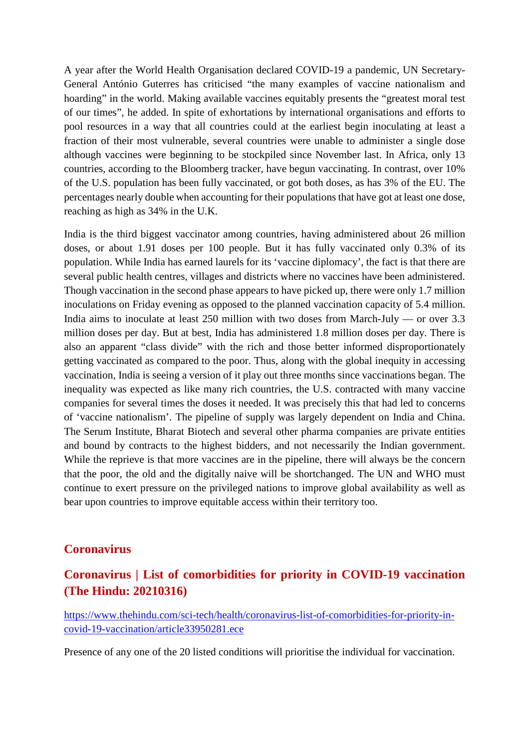A year after the World Health Organisation declared COVID-19 a pandemic, UN Secretary-General António Guterres has criticised “the many examples of vaccine nationalism and hoarding” in the world. Making available vaccines equitably presents the “greatest moral test of our times”, he added. In spite of exhortations by international organisations and efforts to pool resources in a way that all countries could at the earliest begin inoculating at least a fraction of their most vulnerable, several countries were unable to administer a single dose although vaccines were beginning to be stockpiled since November last. In Africa, only 13 countries, according to the Bloomberg tracker, have begun vaccinating. In contrast, over 10% of the U.S. population has been fully vaccinated, or got both doses, as has 3% of the EU. The percentages nearly double when accounting for their populations that have got at least one dose, reaching as high as 34% in the U.K.

India is the third biggest vaccinator among countries, having administered about 26 million doses, or about 1.91 doses per 100 people. But it has fully vaccinated only 0.3% of its population. While India has earned laurels for its ‘vaccine diplomacy’, the fact is that there are several public health centres, villages and districts where no vaccines have been administered. Though vaccination in the second phase appears to have picked up, there were only 1.7 million inoculations on Friday evening as opposed to the planned vaccination capacity of 5.4 million. India aims to inoculate at least 250 million with two doses from March-July — or over 3.3 million doses per day. But at best, India has administered 1.8 million doses per day. There is also an apparent “class divide” with the rich and those better informed disproportionately getting vaccinated as compared to the poor. Thus, along with the global inequity in accessing vaccination, India is seeing a version of it play out three months since vaccinations began. The inequality was expected as like many rich countries, the U.S. contracted with many vaccine companies for several times the doses it needed. It was precisely this that had led to concerns of ‘vaccine nationalism’. The pipeline of supply was largely dependent on India and China. The Serum Institute, Bharat Biotech and several other pharma companies are private entities and bound by contracts to the highest bidders, and not necessarily the Indian government. While the reprieve is that more vaccines are in the pipeline, there will always be the concern that the poor, the old and the digitally naive will be shortchanged. The UN and WHO must continue to exert pressure on the privileged nations to improve global availability as well as bear upon countries to improve equitable access within their territory too.

## Coronavirus

### Coronavirus | List of comorbidities for priority in COVID-19 vaccination (The Hindu: 20210316)

https://www.thehindu.com/sci-tech/health/coronavirus-list-of-comorbidities-for-priority-in-covid-19-vaccination/article33950281.ece

Presence of any one of the 20 listed conditions will prioritise the individual for vaccination.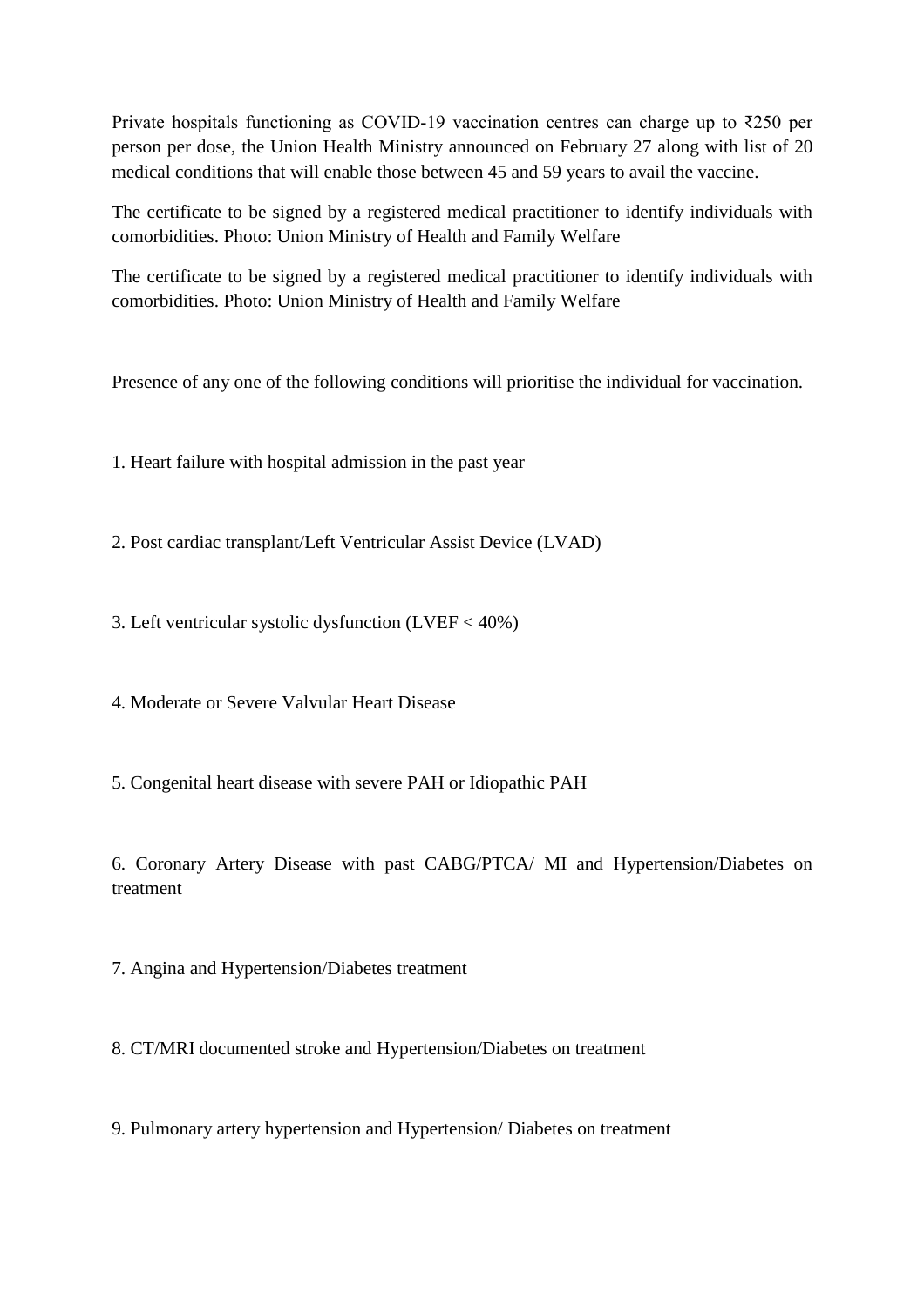Private hospitals functioning as COVID-19 vaccination centres can charge up to ₹250 per person per dose, the Union Health Ministry announced on February 27 along with list of 20 medical conditions that will enable those between 45 and 59 years to avail the vaccine.

The certificate to be signed by a registered medical practitioner to identify individuals with comorbidities. Photo: Union Ministry of Health and Family Welfare

The certificate to be signed by a registered medical practitioner to identify individuals with comorbidities. Photo: Union Ministry of Health and Family Welfare

Presence of any one of the following conditions will prioritise the individual for vaccination.

1. Heart failure with hospital admission in the past year

2. Post cardiac transplant/Left Ventricular Assist Device (LVAD)

3. Left ventricular systolic dysfunction (LVEF < 40%)

4. Moderate or Severe Valvular Heart Disease

5. Congenital heart disease with severe PAH or Idiopathic PAH

6. Coronary Artery Disease with past CABG/PTCA/ MI and Hypertension/Diabetes on treatment

7. Angina and Hypertension/Diabetes treatment

8. CT/MRI documented stroke and Hypertension/Diabetes on treatment

9. Pulmonary artery hypertension and Hypertension/ Diabetes on treatment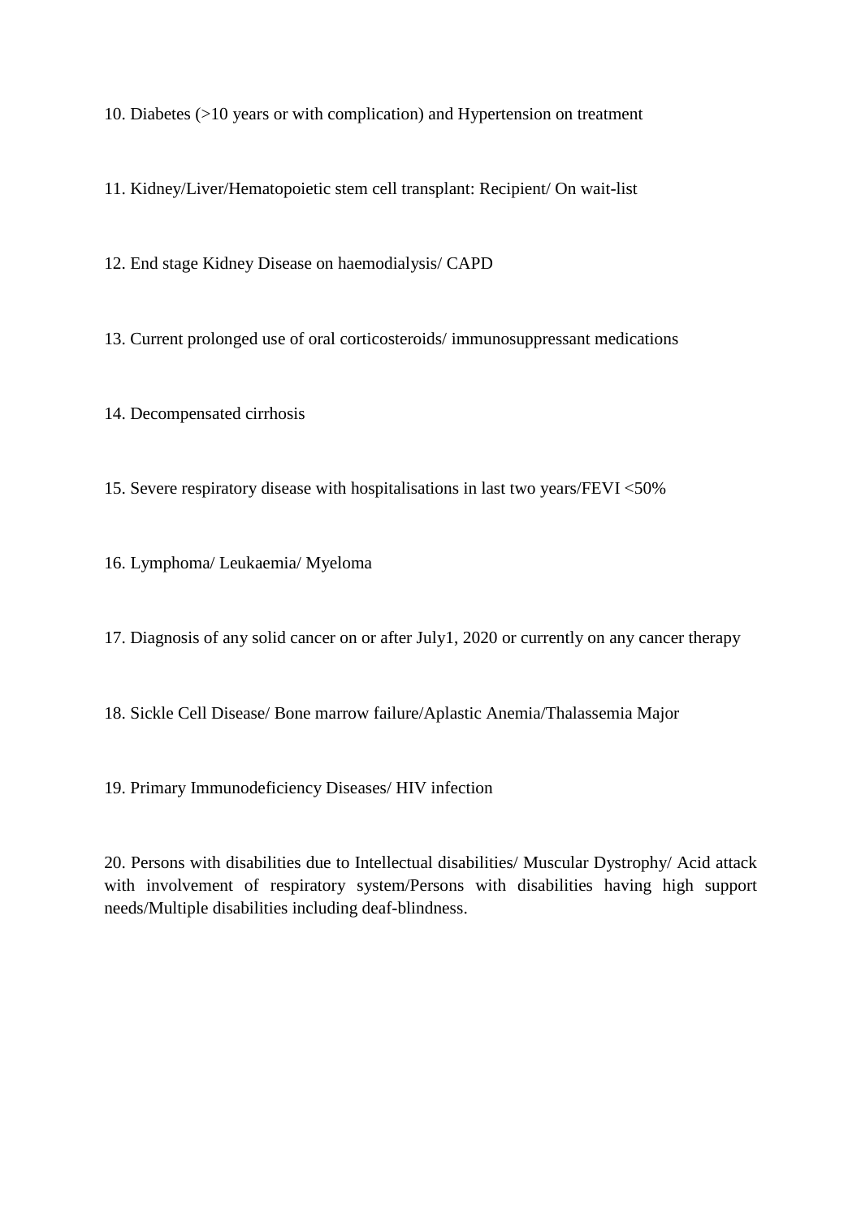10. Diabetes (>10 years or with complication) and Hypertension on treatment

11. Kidney/Liver/Hematopoietic stem cell transplant: Recipient/ On wait-list

12. End stage Kidney Disease on haemodialysis/ CAPD

13. Current prolonged use of oral corticosteroids/ immunosuppressant medications

14. Decompensated cirrhosis

15. Severe respiratory disease with hospitalisations in last two years/FEVI <50%

16. Lymphoma/ Leukaemia/ Myeloma

17. Diagnosis of any solid cancer on or after July1, 2020 or currently on any cancer therapy

18. Sickle Cell Disease/ Bone marrow failure/Aplastic Anemia/Thalassemia Major

19. Primary Immunodeficiency Diseases/ HIV infection

20. Persons with disabilities due to Intellectual disabilities/ Muscular Dystrophy/ Acid attack with involvement of respiratory system/Persons with disabilities having high support needs/Multiple disabilities including deaf-blindness.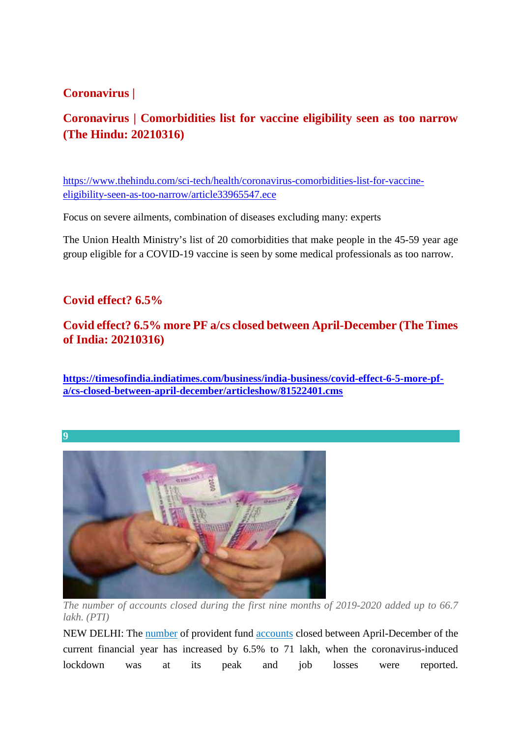## Coronavirus |

## Coronavirus | Comorbidities list for vaccine eligibility seen as too narrow (The Hindu: 20210316)

https://www.thehindu.com/sci-tech/health/coronavirus-comorbidities-list-for-vaccine-eligibility-seen-as-too-narrow/article33965547.ece

Focus on severe ailments, combination of diseases excluding many: experts

The Union Health Ministry's list of 20 comorbidities that make people in the 45-59 year age group eligible for a COVID-19 vaccine is seen by some medical professionals as too narrow.

## Covid effect? 6.5%

## Covid effect? 6.5% more PF a/cs closed between April-December (The Times of India: 20210316)

**https://timesofindia.indiatimes.com/business/india-business/covid-effect-6-5-more-pf-a/cs-closed-between-april-december/articleshow/81522401.cms**

**9**

*The number of accounts closed during the first nine months of 2019-2020 added up to 66.7 lakh. (PTI)*

NEW DELHI: The number of provident fund accounts closed between April-December of the current financial year has increased by 6.5% to 71 lakh, when the coronavirus-induced lockdown was at its peak and job losses were reported.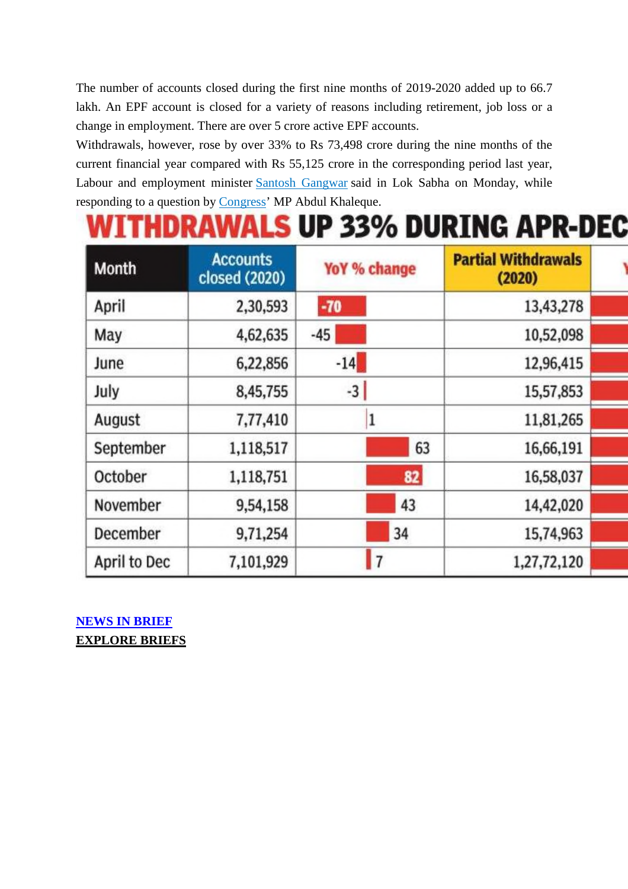The number of accounts closed during the first nine months of 2019-2020 added up to 66.7 lakh. An EPF account is closed for a variety of reasons including retirement, job loss or a change in employment. There are over 5 crore active EPF accounts.

Withdrawals, however, rose by over 33% to Rs 73,498 crore during the nine months of the current financial year compared with Rs 55,125 crore in the corresponding period last year, Labour and employment minister Santosh Gangwar said in Lok Sabha on Monday, while responding to a question by Congress' MP Abdul Khaleque.

## WITHDRAWALS UP 33% DURING APR-DEC

| Month | Accounts closed (2020) | YoY % change | Partial Withdrawals (2020) |
|---|---|---|---|
| April | 2,30,593 | -70 | 13,43,278 |
| May | 4,62,635 | -45 | 10,52,098 |
| June | 6,22,856 | -14 | 12,96,415 |
| July | 8,45,755 | -3 | 15,57,853 |
| August | 7,77,410 | 1 | 11,81,265 |
| September | 1,118,517 | 63 | 16,66,191 |
| October | 1,118,751 | 82 | 16,58,037 |
| November | 9,54,158 | 43 | 14,42,020 |
| December | 9,71,254 | 34 | 15,74,963 |
| April to Dec | 7,101,929 | 7 | 1,27,72,120 |

**NEWS IN BRIEF**

**EXPLORE BRIEFS**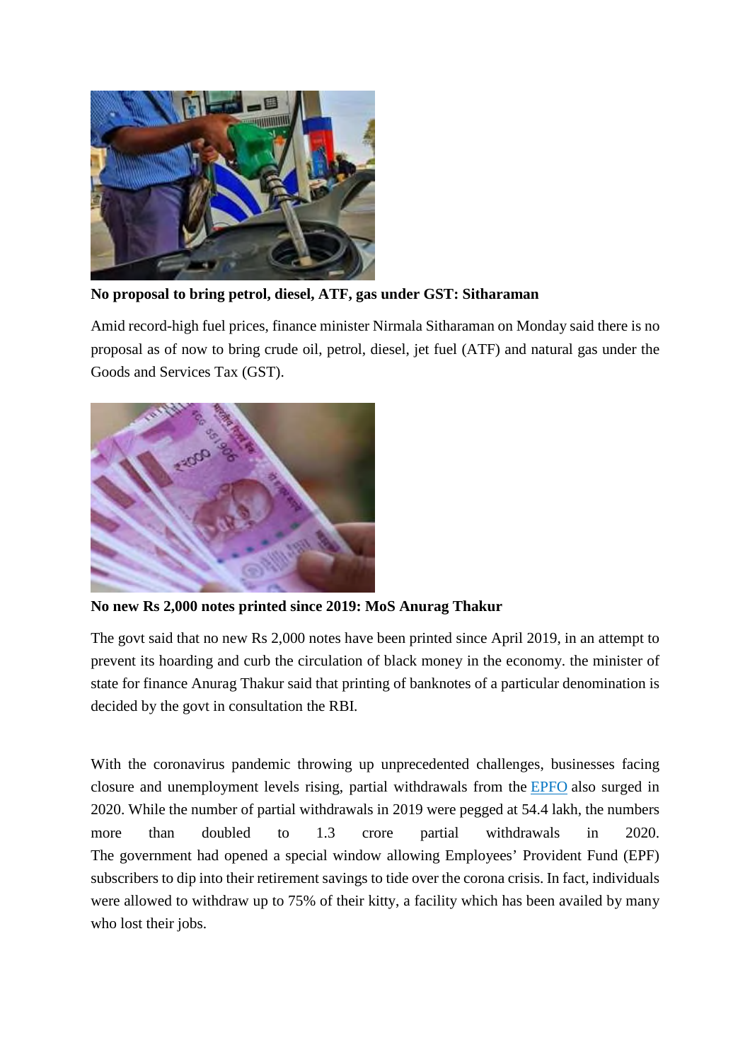**No proposal to bring petrol, diesel, ATF, gas under GST: Sitharaman**

Amid record-high fuel prices, finance minister Nirmala Sitharaman on Monday said there is no proposal as of now to bring crude oil, petrol, diesel, jet fuel (ATF) and natural gas under the Goods and Services Tax (GST).

**No new Rs 2,000 notes printed since 2019: MoS Anurag Thakur**

The govt said that no new Rs 2,000 notes have been printed since April 2019, in an attempt to prevent its hoarding and curb the circulation of black money in the economy. the minister of state for finance Anurag Thakur said that printing of banknotes of a particular denomination is decided by the govt in consultation the RBI.

With the coronavirus pandemic throwing up unprecedented challenges, businesses facing closure and unemployment levels rising, partial withdrawals from the EPFO also surged in 2020. While the number of partial withdrawals in 2019 were pegged at 54.4 lakh, the numbers more than doubled to 1.3 crore partial withdrawals in 2020. The government had opened a special window allowing Employees' Provident Fund (EPF) subscribers to dip into their retirement savings to tide over the corona crisis. In fact, individuals were allowed to withdraw up to 75% of their kitty, a facility which has been availed by many who lost their jobs.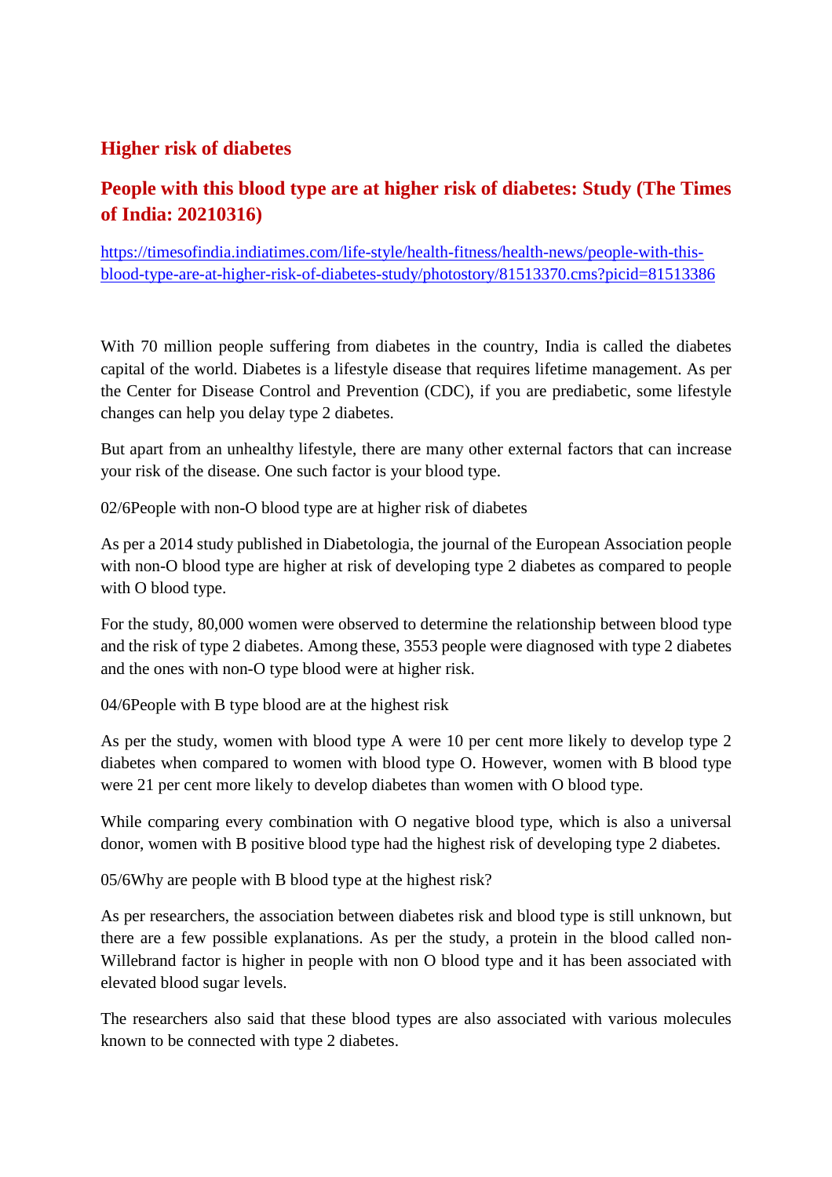## Higher risk of diabetes

## People with this blood type are at higher risk of diabetes: Study (The Times of India: 20210316)

https://timesofindia.indiatimes.com/life-style/health-fitness/health-news/people-with-this-blood-type-are-at-higher-risk-of-diabetes-study/photostory/81513370.cms?picid=81513386

With 70 million people suffering from diabetes in the country, India is called the diabetes capital of the world. Diabetes is a lifestyle disease that requires lifetime management. As per the Center for Disease Control and Prevention (CDC), if you are prediabetic, some lifestyle changes can help you delay type 2 diabetes.

But apart from an unhealthy lifestyle, there are many other external factors that can increase your risk of the disease. One such factor is your blood type.

02/6People with non-O blood type are at higher risk of diabetes

As per a 2014 study published in Diabetologia, the journal of the European Association people with non-O blood type are higher at risk of developing type 2 diabetes as compared to people with O blood type.

For the study, 80,000 women were observed to determine the relationship between blood type and the risk of type 2 diabetes. Among these, 3553 people were diagnosed with type 2 diabetes and the ones with non-O type blood were at higher risk.

04/6People with B type blood are at the highest risk

As per the study, women with blood type A were 10 per cent more likely to develop type 2 diabetes when compared to women with blood type O. However, women with B blood type were 21 per cent more likely to develop diabetes than women with O blood type.

While comparing every combination with O negative blood type, which is also a universal donor, women with B positive blood type had the highest risk of developing type 2 diabetes.

05/6Why are people with B blood type at the highest risk?

As per researchers, the association between diabetes risk and blood type is still unknown, but there are a few possible explanations. As per the study, a protein in the blood called non-Willebrand factor is higher in people with non O blood type and it has been associated with elevated blood sugar levels.

The researchers also said that these blood types are also associated with various molecules known to be connected with type 2 diabetes.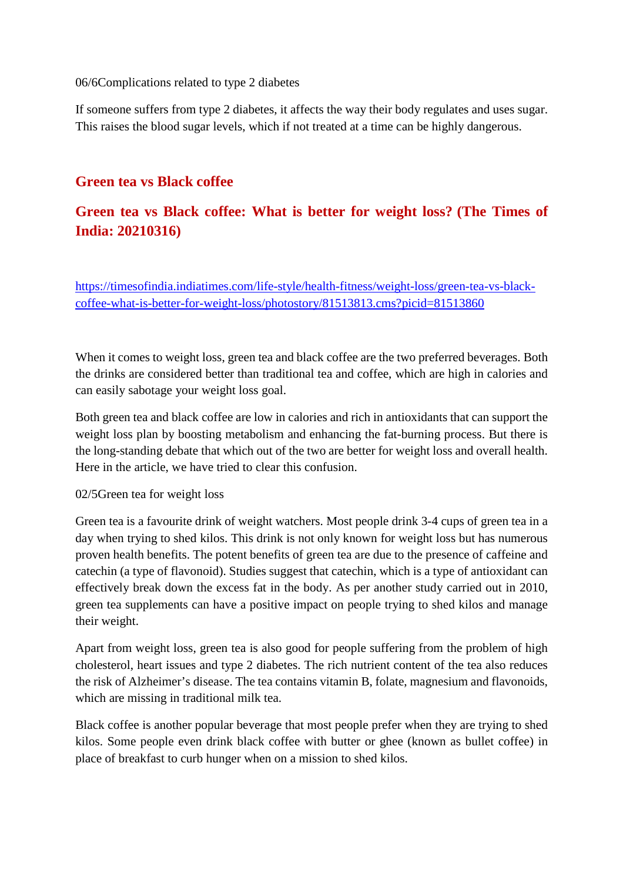06/6Complications related to type 2 diabetes

If someone suffers from type 2 diabetes, it affects the way their body regulates and uses sugar. This raises the blood sugar levels, which if not treated at a time can be highly dangerous.

## Green tea vs Black coffee

## Green tea vs Black coffee: What is better for weight loss? (The Times of India: 20210316)

https://timesofindia.indiatimes.com/life-style/health-fitness/weight-loss/green-tea-vs-black-coffee-what-is-better-for-weight-loss/photostory/81513813.cms?picid=81513860

When it comes to weight loss, green tea and black coffee are the two preferred beverages. Both the drinks are considered better than traditional tea and coffee, which are high in calories and can easily sabotage your weight loss goal.

Both green tea and black coffee are low in calories and rich in antioxidants that can support the weight loss plan by boosting metabolism and enhancing the fat-burning process. But there is the long-standing debate that which out of the two are better for weight loss and overall health. Here in the article, we have tried to clear this confusion.

02/5Green tea for weight loss

Green tea is a favourite drink of weight watchers. Most people drink 3-4 cups of green tea in a day when trying to shed kilos. This drink is not only known for weight loss but has numerous proven health benefits. The potent benefits of green tea are due to the presence of caffeine and catechin (a type of flavonoid). Studies suggest that catechin, which is a type of antioxidant can effectively break down the excess fat in the body. As per another study carried out in 2010, green tea supplements can have a positive impact on people trying to shed kilos and manage their weight.

Apart from weight loss, green tea is also good for people suffering from the problem of high cholesterol, heart issues and type 2 diabetes. The rich nutrient content of the tea also reduces the risk of Alzheimer's disease. The tea contains vitamin B, folate, magnesium and flavonoids, which are missing in traditional milk tea.

Black coffee is another popular beverage that most people prefer when they are trying to shed kilos. Some people even drink black coffee with butter or ghee (known as bullet coffee) in place of breakfast to curb hunger when on a mission to shed kilos.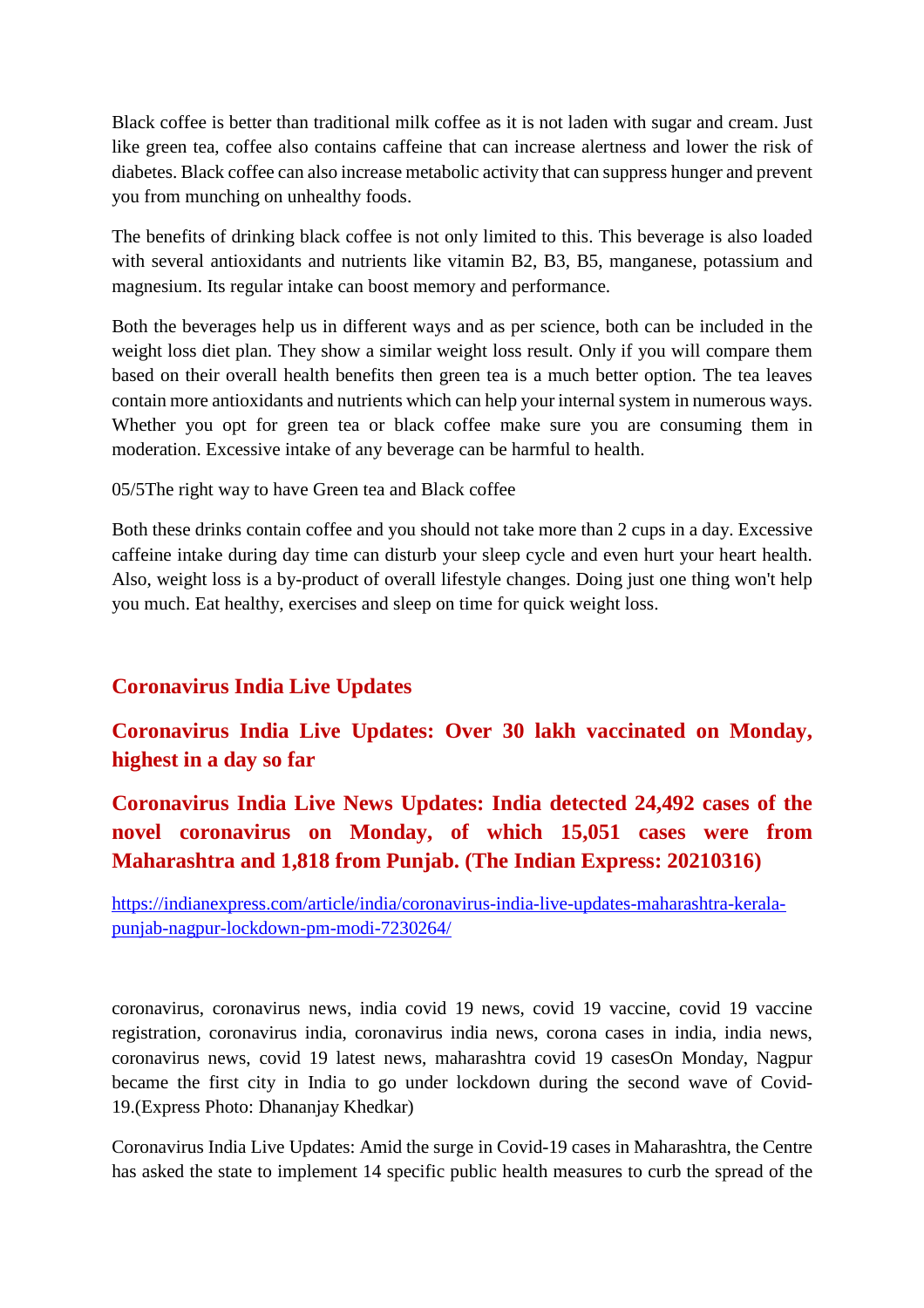Black coffee is better than traditional milk coffee as it is not laden with sugar and cream. Just like green tea, coffee also contains caffeine that can increase alertness and lower the risk of diabetes. Black coffee can also increase metabolic activity that can suppress hunger and prevent you from munching on unhealthy foods.

The benefits of drinking black coffee is not only limited to this. This beverage is also loaded with several antioxidants and nutrients like vitamin B2, B3, B5, manganese, potassium and magnesium. Its regular intake can boost memory and performance.

Both the beverages help us in different ways and as per science, both can be included in the weight loss diet plan. They show a similar weight loss result. Only if you will compare them based on their overall health benefits then green tea is a much better option. The tea leaves contain more antioxidants and nutrients which can help your internal system in numerous ways. Whether you opt for green tea or black coffee make sure you are consuming them in moderation. Excessive intake of any beverage can be harmful to health.

05/5The right way to have Green tea and Black coffee

Both these drinks contain coffee and you should not take more than 2 cups in a day. Excessive caffeine intake during day time can disturb your sleep cycle and even hurt your heart health. Also, weight loss is a by-product of overall lifestyle changes. Doing just one thing won't help you much. Eat healthy, exercises and sleep on time for quick weight loss.

## Coronavirus India Live Updates

## Coronavirus India Live Updates: Over 30 lakh vaccinated on Monday, highest in a day so far

## Coronavirus India Live News Updates: India detected 24,492 cases of the novel coronavirus on Monday, of which 15,051 cases were from Maharashtra and 1,818 from Punjab. (The Indian Express: 20210316)

https://indianexpress.com/article/india/coronavirus-india-live-updates-maharashtra-kerala-punjab-nagpur-lockdown-pm-modi-7230264/

coronavirus, coronavirus news, india covid 19 news, covid 19 vaccine, covid 19 vaccine registration, coronavirus india, coronavirus india news, corona cases in india, india news, coronavirus news, covid 19 latest news, maharashtra covid 19 casesOn Monday, Nagpur became the first city in India to go under lockdown during the second wave of Covid-19.(Express Photo: Dhananjay Khedkar)

Coronavirus India Live Updates: Amid the surge in Covid-19 cases in Maharashtra, the Centre has asked the state to implement 14 specific public health measures to curb the spread of the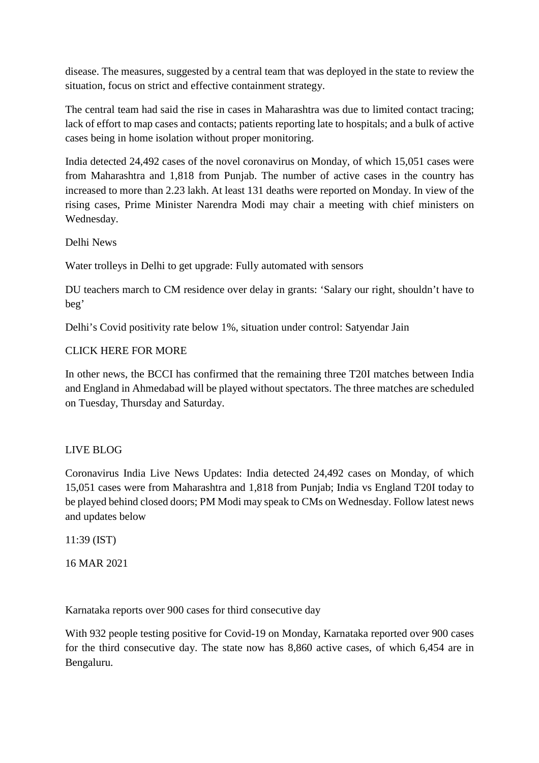disease. The measures, suggested by a central team that was deployed in the state to review the situation, focus on strict and effective containment strategy.

The central team had said the rise in cases in Maharashtra was due to limited contact tracing; lack of effort to map cases and contacts; patients reporting late to hospitals; and a bulk of active cases being in home isolation without proper monitoring.

India detected 24,492 cases of the novel coronavirus on Monday, of which 15,051 cases were from Maharashtra and 1,818 from Punjab. The number of active cases in the country has increased to more than 2.23 lakh. At least 131 deaths were reported on Monday. In view of the rising cases, Prime Minister Narendra Modi may chair a meeting with chief ministers on Wednesday.

Delhi News

Water trolleys in Delhi to get upgrade: Fully automated with sensors

DU teachers march to CM residence over delay in grants: 'Salary our right, shouldn't have to beg'

Delhi's Covid positivity rate below 1%, situation under control: Satyendar Jain

CLICK HERE FOR MORE

In other news, the BCCI has confirmed that the remaining three T20I matches between India and England in Ahmedabad will be played without spectators. The three matches are scheduled on Tuesday, Thursday and Saturday.

LIVE BLOG

Coronavirus India Live News Updates: India detected 24,492 cases on Monday, of which 15,051 cases were from Maharashtra and 1,818 from Punjab; India vs England T20I today to be played behind closed doors; PM Modi may speak to CMs on Wednesday. Follow latest news and updates below

11:39 (IST)

16 MAR 2021

Karnataka reports over 900 cases for third consecutive day

With 932 people testing positive for Covid-19 on Monday, Karnataka reported over 900 cases for the third consecutive day. The state now has 8,860 active cases, of which 6,454 are in Bengaluru.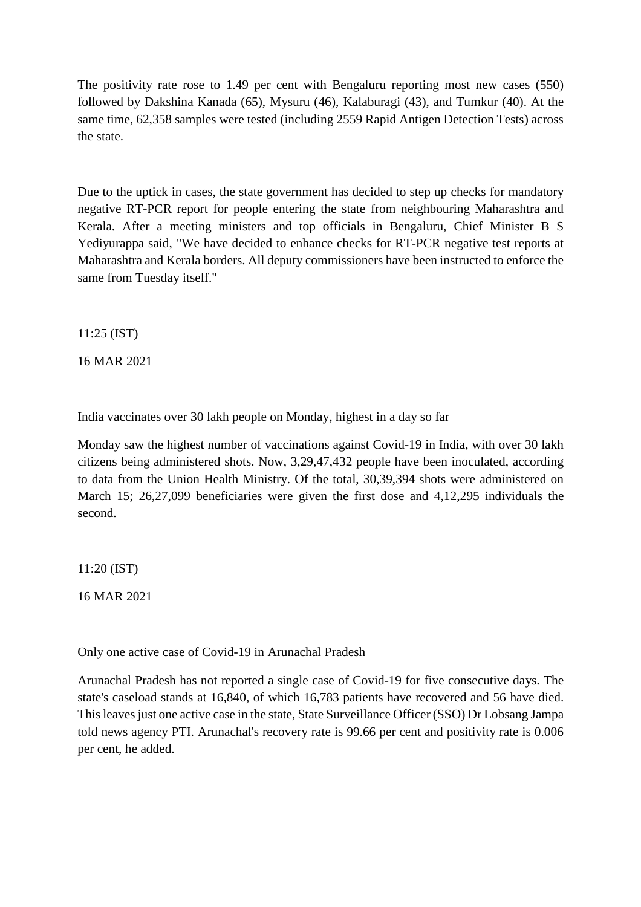The positivity rate rose to 1.49 per cent with Bengaluru reporting most new cases (550) followed by Dakshina Kanada (65), Mysuru (46), Kalaburagi (43), and Tumkur (40). At the same time, 62,358 samples were tested (including 2559 Rapid Antigen Detection Tests) across the state.

Due to the uptick in cases, the state government has decided to step up checks for mandatory negative RT-PCR report for people entering the state from neighbouring Maharashtra and Kerala. After a meeting ministers and top officials in Bengaluru, Chief Minister B S Yediyurappa said, "We have decided to enhance checks for RT-PCR negative test reports at Maharashtra and Kerala borders. All deputy commissioners have been instructed to enforce the same from Tuesday itself."

11:25 (IST)

16 MAR 2021

India vaccinates over 30 lakh people on Monday, highest in a day so far

Monday saw the highest number of vaccinations against Covid-19 in India, with over 30 lakh citizens being administered shots. Now, 3,29,47,432 people have been inoculated, according to data from the Union Health Ministry. Of the total, 30,39,394 shots were administered on March 15; 26,27,099 beneficiaries were given the first dose and 4,12,295 individuals the second.

11:20 (IST)

16 MAR 2021

Only one active case of Covid-19 in Arunachal Pradesh

Arunachal Pradesh has not reported a single case of Covid-19 for five consecutive days. The state's caseload stands at 16,840, of which 16,783 patients have recovered and 56 have died. This leaves just one active case in the state, State Surveillance Officer (SSO) Dr Lobsang Jampa told news agency PTI. Arunachal's recovery rate is 99.66 per cent and positivity rate is 0.006 per cent, he added.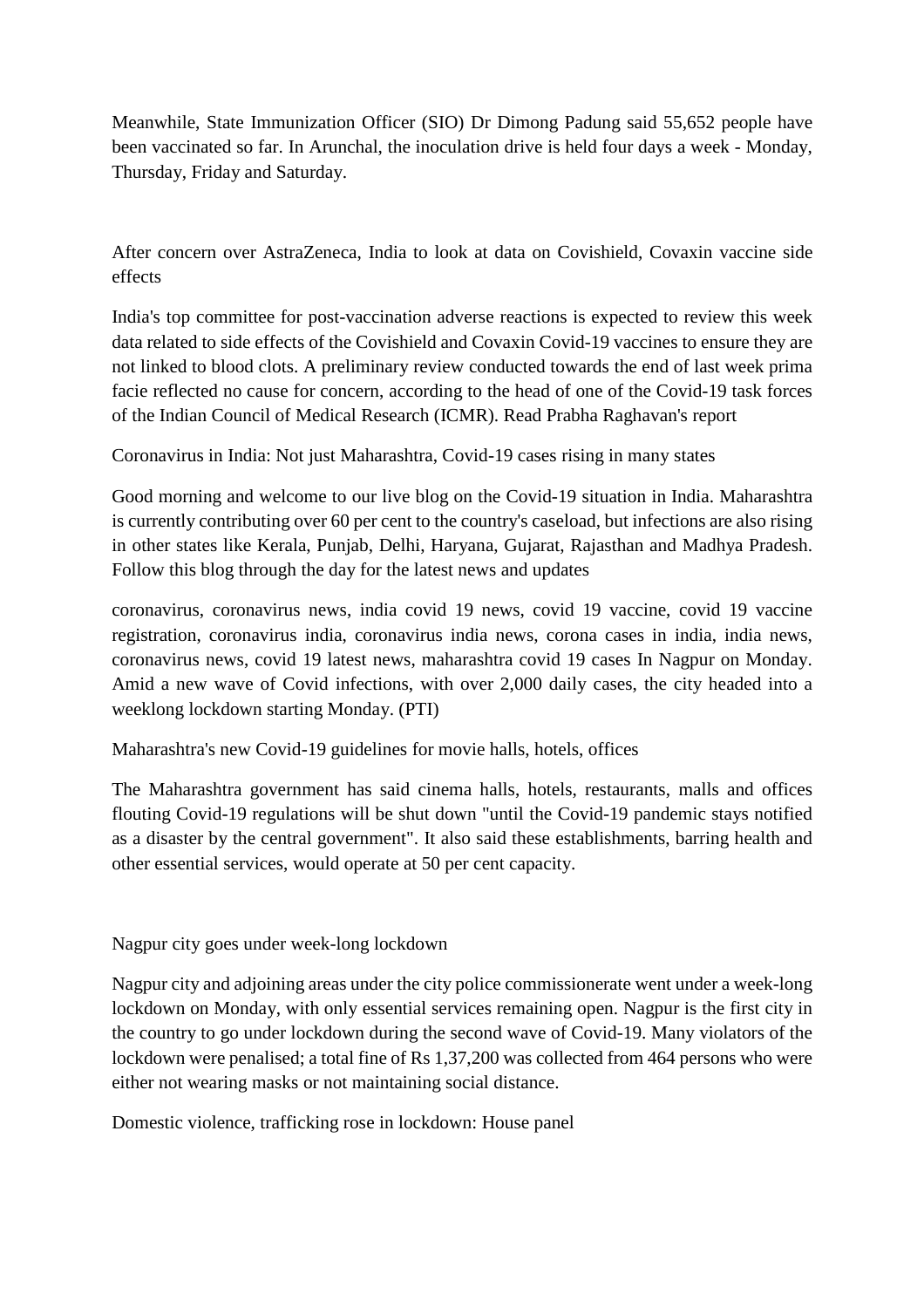Meanwhile, State Immunization Officer (SIO) Dr Dimong Padung said 55,652 people have been vaccinated so far. In Arunchal, the inoculation drive is held four days a week - Monday, Thursday, Friday and Saturday.

After concern over AstraZeneca, India to look at data on Covishield, Covaxin vaccine side effects

India's top committee for post-vaccination adverse reactions is expected to review this week data related to side effects of the Covishield and Covaxin Covid-19 vaccines to ensure they are not linked to blood clots. A preliminary review conducted towards the end of last week prima facie reflected no cause for concern, according to the head of one of the Covid-19 task forces of the Indian Council of Medical Research (ICMR). Read Prabha Raghavan's report

Coronavirus in India: Not just Maharashtra, Covid-19 cases rising in many states

Good morning and welcome to our live blog on the Covid-19 situation in India. Maharashtra is currently contributing over 60 per cent to the country's caseload, but infections are also rising in other states like Kerala, Punjab, Delhi, Haryana, Gujarat, Rajasthan and Madhya Pradesh. Follow this blog through the day for the latest news and updates

coronavirus, coronavirus news, india covid 19 news, covid 19 vaccine, covid 19 vaccine registration, coronavirus india, coronavirus india news, corona cases in india, india news, coronavirus news, covid 19 latest news, maharashtra covid 19 cases In Nagpur on Monday. Amid a new wave of Covid infections, with over 2,000 daily cases, the city headed into a weeklong lockdown starting Monday. (PTI)

Maharashtra's new Covid-19 guidelines for movie halls, hotels, offices

The Maharashtra government has said cinema halls, hotels, restaurants, malls and offices flouting Covid-19 regulations will be shut down "until the Covid-19 pandemic stays notified as a disaster by the central government". It also said these establishments, barring health and other essential services, would operate at 50 per cent capacity.

Nagpur city goes under week-long lockdown

Nagpur city and adjoining areas under the city police commissionerate went under a week-long lockdown on Monday, with only essential services remaining open. Nagpur is the first city in the country to go under lockdown during the second wave of Covid-19. Many violators of the lockdown were penalised; a total fine of Rs 1,37,200 was collected from 464 persons who were either not wearing masks or not maintaining social distance.

Domestic violence, trafficking rose in lockdown: House panel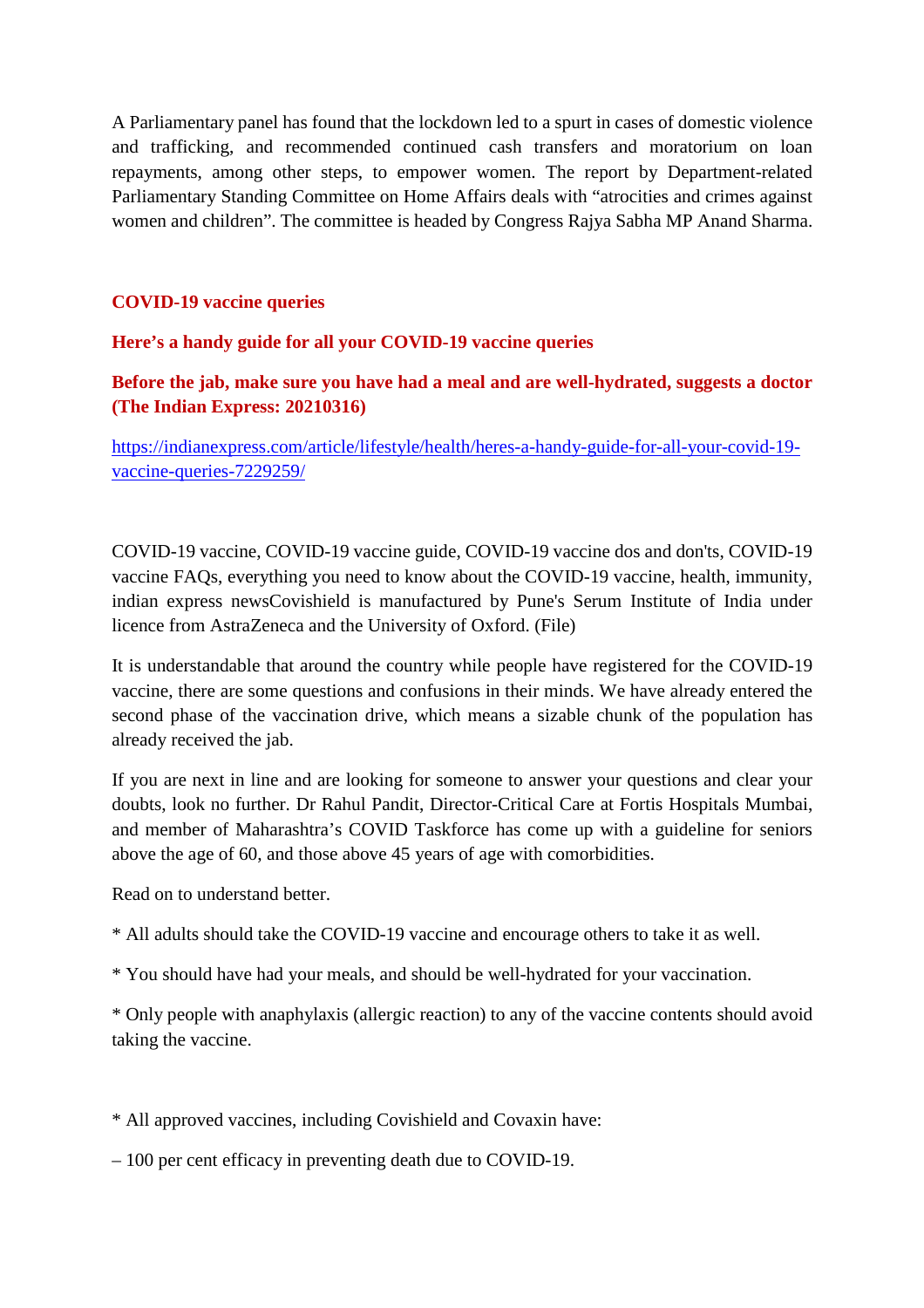A Parliamentary panel has found that the lockdown led to a spurt in cases of domestic violence and trafficking, and recommended continued cash transfers and moratorium on loan repayments, among other steps, to empower women. The report by Department-related Parliamentary Standing Committee on Home Affairs deals with "atrocities and crimes against women and children". The committee is headed by Congress Rajya Sabha MP Anand Sharma.

**COVID-19 vaccine queries**

**Here's a handy guide for all your COVID-19 vaccine queries**

**Before the jab, make sure you have had a meal and are well-hydrated, suggests a doctor (The Indian Express: 20210316)**

https://indianexpress.com/article/lifestyle/health/heres-a-handy-guide-for-all-your-covid-19-vaccine-queries-7229259/

COVID-19 vaccine, COVID-19 vaccine guide, COVID-19 vaccine dos and don'ts, COVID-19 vaccine FAQs, everything you need to know about the COVID-19 vaccine, health, immunity, indian express newsCovishield is manufactured by Pune's Serum Institute of India under licence from AstraZeneca and the University of Oxford. (File)

It is understandable that around the country while people have registered for the COVID-19 vaccine, there are some questions and confusions in their minds. We have already entered the second phase of the vaccination drive, which means a sizable chunk of the population has already received the jab.

If you are next in line and are looking for someone to answer your questions and clear your doubts, look no further. Dr Rahul Pandit, Director-Critical Care at Fortis Hospitals Mumbai, and member of Maharashtra's COVID Taskforce has come up with a guideline for seniors above the age of 60, and those above 45 years of age with comorbidities.

Read on to understand better.

* All adults should take the COVID-19 vaccine and encourage others to take it as well.

* You should have had your meals, and should be well-hydrated for your vaccination.

* Only people with anaphylaxis (allergic reaction) to any of the vaccine contents should avoid taking the vaccine.

* All approved vaccines, including Covishield and Covaxin have:

– 100 per cent efficacy in preventing death due to COVID-19.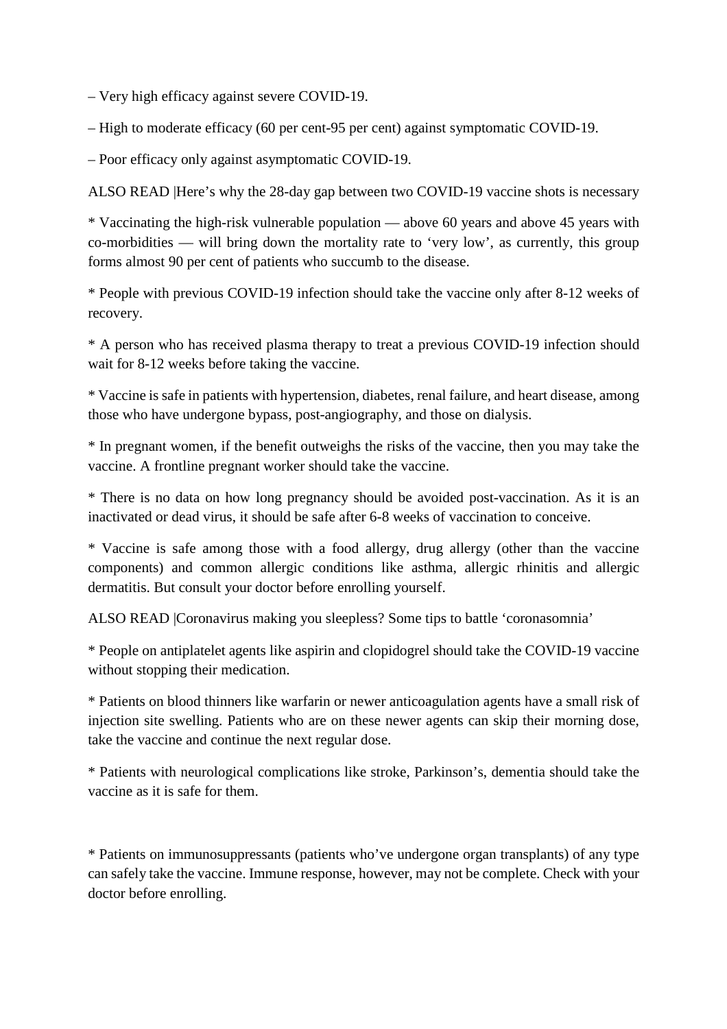– Very high efficacy against severe COVID-19.

– High to moderate efficacy (60 per cent-95 per cent) against symptomatic COVID-19.

– Poor efficacy only against asymptomatic COVID-19.

ALSO READ |Here's why the 28-day gap between two COVID-19 vaccine shots is necessary

* Vaccinating the high-risk vulnerable population — above 60 years and above 45 years with co-morbidities — will bring down the mortality rate to 'very low', as currently, this group forms almost 90 per cent of patients who succumb to the disease.

* People with previous COVID-19 infection should take the vaccine only after 8-12 weeks of recovery.

* A person who has received plasma therapy to treat a previous COVID-19 infection should wait for 8-12 weeks before taking the vaccine.

* Vaccine is safe in patients with hypertension, diabetes, renal failure, and heart disease, among those who have undergone bypass, post-angiography, and those on dialysis.

* In pregnant women, if the benefit outweighs the risks of the vaccine, then you may take the vaccine. A frontline pregnant worker should take the vaccine.

* There is no data on how long pregnancy should be avoided post-vaccination. As it is an inactivated or dead virus, it should be safe after 6-8 weeks of vaccination to conceive.

* Vaccine is safe among those with a food allergy, drug allergy (other than the vaccine components) and common allergic conditions like asthma, allergic rhinitis and allergic dermatitis. But consult your doctor before enrolling yourself.

ALSO READ |Coronavirus making you sleepless? Some tips to battle 'coronasomnia'

* People on antiplatelet agents like aspirin and clopidogrel should take the COVID-19 vaccine without stopping their medication.

* Patients on blood thinners like warfarin or newer anticoagulation agents have a small risk of injection site swelling. Patients who are on these newer agents can skip their morning dose, take the vaccine and continue the next regular dose.

* Patients with neurological complications like stroke, Parkinson's, dementia should take the vaccine as it is safe for them.

* Patients on immunosuppressants (patients who've undergone organ transplants) of any type can safely take the vaccine. Immune response, however, may not be complete. Check with your doctor before enrolling.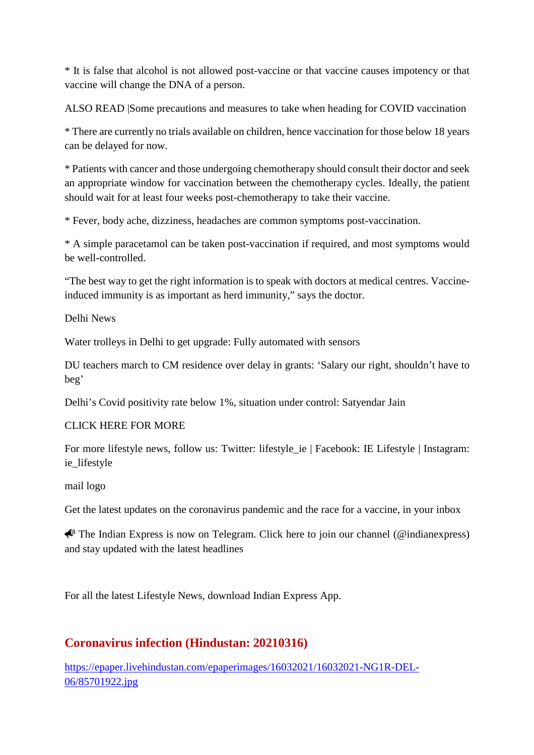* It is false that alcohol is not allowed post-vaccine or that vaccine causes impotency or that vaccine will change the DNA of a person.

ALSO READ |Some precautions and measures to take when heading for COVID vaccination

* There are currently no trials available on children, hence vaccination for those below 18 years can be delayed for now.

* Patients with cancer and those undergoing chemotherapy should consult their doctor and seek an appropriate window for vaccination between the chemotherapy cycles. Ideally, the patient should wait for at least four weeks post-chemotherapy to take their vaccine.

* Fever, body ache, dizziness, headaches are common symptoms post-vaccination.

* A simple paracetamol can be taken post-vaccination if required, and most symptoms would be well-controlled.

"The best way to get the right information is to speak with doctors at medical centres. Vaccine-induced immunity is as important as herd immunity," says the doctor.

Delhi News

Water trolleys in Delhi to get upgrade: Fully automated with sensors

DU teachers march to CM residence over delay in grants: 'Salary our right, shouldn't have to beg'

Delhi's Covid positivity rate below 1%, situation under control: Satyendar Jain

CLICK HERE FOR MORE

For more lifestyle news, follow us: Twitter: lifestyle_ie | Facebook: IE Lifestyle | Instagram: ie_lifestyle

mail logo

Get the latest updates on the coronavirus pandemic and the race for a vaccine, in your inbox

📣 The Indian Express is now on Telegram. Click here to join our channel (@indianexpress) and stay updated with the latest headlines

For all the latest Lifestyle News, download Indian Express App.

## Coronavirus infection (Hindustan: 20210316)

https://epaper.livehindustan.com/epaperimages/16032021/16032021-NG1R-DEL-06/85701922.jpg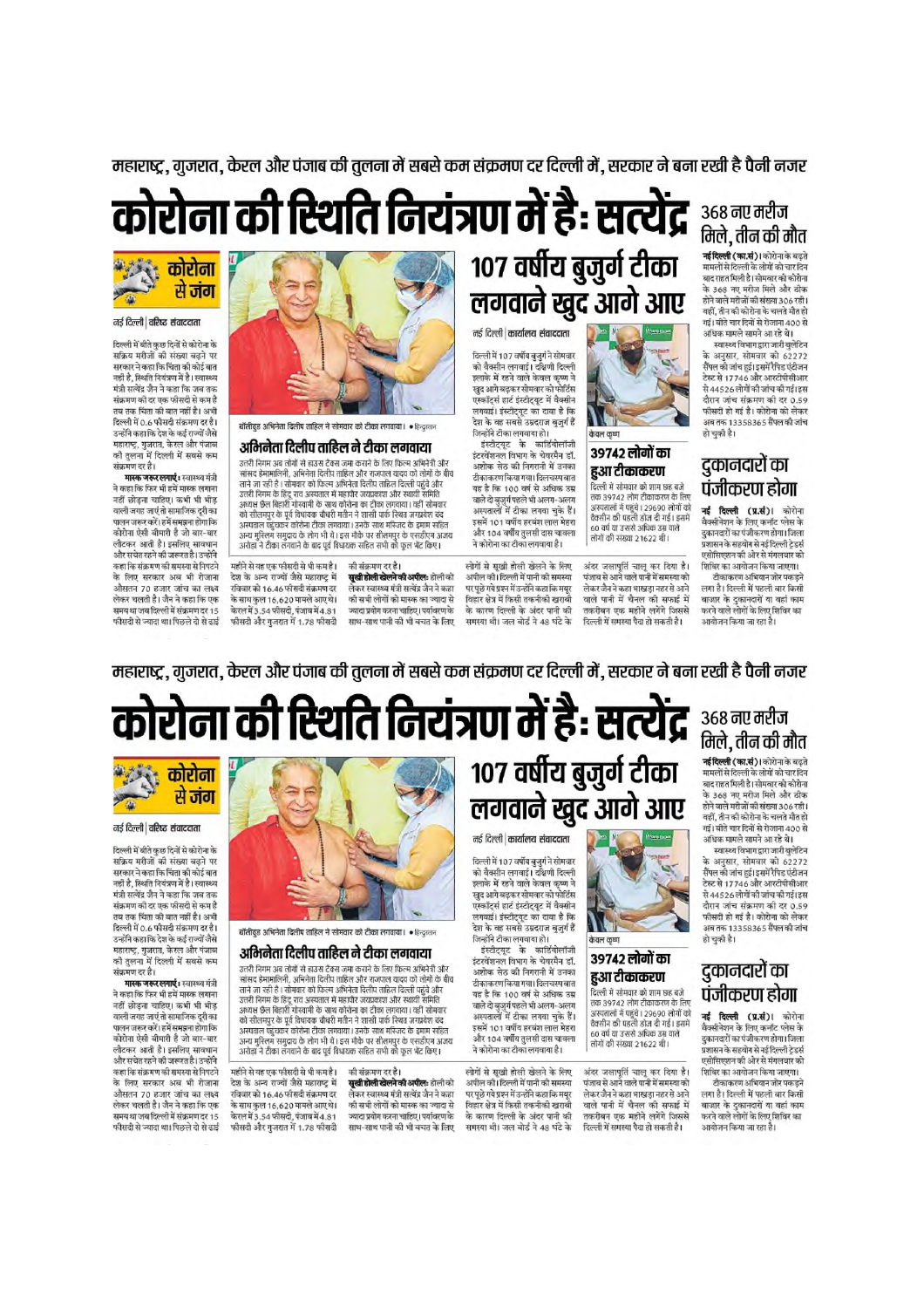महाराष्ट्र, गुजरात, केरल और पंजाब की तुलना में सबसे कम संक्रमण दर दिल्ली में, सरकार ने बना रखी है पैनी नजर

# कोरोना की स्थिति नियंत्रण में है: सत्येंद्र

**कोरोना से जंग**

नई दिल्ली | वरिष्ठ संवाददाता

दिल्ली में बीते कुछ दिनों से कोरोना के सक्रिय मरीजों की संख्या बढ़ने पर सरकार ने कहा कि चिंता की कोई बात नहीं है, स्थिति नियंत्रण में है। स्वास्थ्य मंत्री सत्येंद्र जैन ने कहा कि जब तक संक्रमण की दर एक फीसदी से कम है तब तक चिंता की बात नहीं है। अभी दिल्ली में 0.6 फीसदी संक्रमण दर है। उन्होंने कहा कि देश के कई राज्यों जैसे महाराष्ट्र, गुजरात, केरल और पंजाब की तुलना में दिल्ली में सबसे कम संक्रमण दर है।

**मास्क जरूर लगाएं :** स्वास्थ्य मंत्री ने कहा कि फिर भी हमें मास्क लगाना नहीं छोड़ना चाहिए। कभी भी भीड़ वाली जगह जाएं तो सामाजिक दूरी का पालन जरूर करें। हमें समझना होगा कि कोरोना ऐसी बीमारी है जो बार-बार लौटकर आती है। इसलिए सावधान और सचेत रहने की जरूरत है। उन्होंने कहा कि संक्रमण की समस्या से निपटने के लिए सरकार अब भी रोजाना औसतन 70 हजार जांच का लक्ष्य लेकर चलती है। जैन ने कहा कि एक समय था जब दिल्ली में संक्रमण दर 15 फीसदी से ज्यादा था। पिछले दो से ढाई महीने से यह एक फीसदी से भी कम है। देश के अन्य राज्यों जैसे महाराष्ट्र में रविवार को 16.46 फीसदी संक्रमण दर के साथ कुल 16,620 मामले आए थे। केरल में 3.54 फीसदी, पंजाब में 4.81 फीसदी और गुजरात में 1.78 फीसदी की संक्रमण दर है।

**सूखी होली खेलने की अपील:** होली को लेकर स्वास्थ्य मंत्री सत्येंद्र जैन ने कहा की सभी लोगों को मास्क का ज्यादा से ज्यादा प्रयोग करना चाहिए। पर्यावरण के साथ-साथ पानी की भी बचत के लिए लोगों से सूखी होली खेलने के लिए अपील की। दिल्ली में पानी की समस्या पर पूछे गये प्रश्न में उन्होंने कहा कि मयूर विहार क्षेत्र में किसी तकनीकी खराबी के कारण दिल्ली के अंदर पानी की समस्या थी। जल बोर्ड ने 48 घंटे के अंदर जलापूर्ति चालू कर दिया है। पंजाब से आने वाले पानी में समस्या को लेकर जैन ने कहा भाखड़ा नहर से आने वाले पानी में चैनल की सफाई में तकरीबन एक महीने लगेंगे जिससे दिल्ली में समस्या पैदा हो सकती है।

बॉलीवुड अभिनेता दिलीप ताहिल ने सोमवार को टीका लगवाया। • हिन्दुस्तान

## अभिनेता दिलीप ताहिल ने टीका लगवाया

उत्तरी निगम अब लोगों से हाउस टैक्स जमा कराने के लिए फिल्म अभिनेत्री और सांसद हेमामालिनी, अभिनेता दिलीप ताहिल और राजपाल यादव को लोगों के बीच लाने जा रही है। सोमवार को फिल्म अभिनेता दिलीप ताहिल दिल्ली पहुंचे और उत्तरी निगम के हिंदू राव अस्पताल में महापौर जयप्रकाश और स्थायी समिति अध्यक्ष छैल बिहारी गोस्वामी के साथ कोरोना का टीका लगवाया। वहीं सोमवार को सीलमपुर के पूर्व विधायक चौधरी मतीन ने शास्त्री पार्क स्थित जगप्रवेश चंद अस्पताल पहुंचकर कोरोना का टीका लगवाया। उनके साथ मस्जिद के इमाम सहित अन्य मुस्लिम समुदाय के लोग भी थे। इस मौके पर सीलमपुर के एसडीएम अजय अरोड़ा ने टीका लगवाने के बाद पूर्व विधायक सहित सभी को फूल भेंट किए।

## 107 वर्षीय बुजुर्ग टीका लगवाने खुद आगे आए

नई दिल्ली | कार्यालय संवाददाता

दिल्ली में 107 वर्षीय बुजुर्ग ने सोमवार को वैक्सीन लगवाई। दक्षिणी दिल्ली इलाके में रहने वाले केवल कृष्ण ने खुद आगे बढ़कर सोमवार को फोर्टिस एस्कॉर्ट्स हार्ट इंस्टीट्यूट में वैक्सीन लगवाई। इंस्टीट्यूट का दावा है कि देश के वह सबसे उम्रदराज बुजुर्ग हैं जिन्होंने टीका लगवाया हो।

इंस्टीट्यूट के कार्डियोलॉजी इंटरवेंशनल विभाग के चेयरमैन डॉ. अशोक सेठ की निगरानी में उनका टीकाकरण किया गया। दिलचस्प बात यह है कि 100 वर्ष से अधिक उम्र वाले दो बुजुर्ग पहले भी अलग-अलग अस्पतालों में टीका लगवा चुके हैं। इसमें 101 वर्षीय हरबंश लाल मेहरा और 104 वर्षीय तुलसी दास चावला ने कोरोना का टीका लगवाया है।

केवल कृष्ण

### 39742 लोगों का हुआ टीकाकरण

दिल्ली में सोमवार को शाम छह बजे तक 39742 लोग टीकाकरण के लिए अस्पतालों में पहुंचे। 29690 लोगों को वैक्सीन की पहली डोज दी गई। इसमें 60 वर्ष या उससे अधिक उम्र वाले लोगों की संख्या 21622 थी।

## 368 नए मरीज मिले, तीन की मौत

**नई दिल्ली (का.सं.)।** कोरोना के बढ़ते मामलों से दिल्ली के लोगों को चार दिन बाद राहत मिली है। सोमवार को कोरोना के 368 नए मरीज मिले और ठीक होने वाले मरीजों की संख्या 306 रही। वहीं, तीन की कोरोना के चलते मौत हो गई। बीते चार दिनों से रोजाना 400 से अधिक मामले सामने आ रहे थे।

स्वास्थ्य विभाग द्वारा जारी बुलेटिन के अनुसार, सोमवार को 62272 सैंपल की जांच हुई। इसमें रैपिड एंटीजन टेस्ट से 17746 और आरटीपीसीआर से 44526 लोगों की जांच की गई। इस दौरान जांच संक्रमण की दर 0.59 फीसदी हो गई है। कोरोना को लेकर अब तक 13358365 सैंपल की जांच हो चुकी है।

## दुकानदारों का पंजीकरण होगा

**नई दिल्ली (प्र.सं.)।** कोरोना वैक्सीनेशन के लिए कर्नाट प्लेस के दुकानदारों का पंजीकरण होगा। जिला प्रशासन के सहयोग से नई दिल्ली ट्रेडर्स एसोसिएशन की ओर से मंगलवार को शिविर का आयोजन किया जाएगा।

टीकाकरण अभियान जोर पकड़ने लगा है। दिल्ली में पहली बार किसी बाजार के दुकानदारों या वहां काम करने वाले लोगों के लिए शिविर का आयोजन किया जा रहा है।

---

महाराष्ट्र, गुजरात, केरल और पंजाब की तुलना में सबसे कम संक्रमण दर दिल्ली में, सरकार ने बना रखी है पैनी नजर

# कोरोना की स्थिति नियंत्रण में है: सत्येंद्र

**कोरोना से जंग**

नई दिल्ली | वरिष्ठ संवाददाता

दिल्ली में बीते कुछ दिनों से कोरोना के सक्रिय मरीजों की संख्या बढ़ने पर सरकार ने कहा कि चिंता की कोई बात नहीं है, स्थिति नियंत्रण में है। स्वास्थ्य मंत्री सत्येंद्र जैन ने कहा कि जब तक संक्रमण की दर एक फीसदी से कम है तब तक चिंता की बात नहीं है। अभी दिल्ली में 0.6 फीसदी संक्रमण दर है। उन्होंने कहा कि देश के कई राज्यों जैसे महाराष्ट्र, गुजरात, केरल और पंजाब की तुलना में दिल्ली में सबसे कम संक्रमण दर है।

**मास्क जरूर लगाएं :** स्वास्थ्य मंत्री ने कहा कि फिर भी हमें मास्क लगाना नहीं छोड़ना चाहिए। कभी भी भीड़ वाली जगह जाएं तो सामाजिक दूरी का पालन जरूर करें। हमें समझना होगा कि कोरोना ऐसी बीमारी है जो बार-बार लौटकर आती है। इसलिए सावधान और सचेत रहने की जरूरत है। उन्होंने कहा कि संक्रमण की समस्या से निपटने के लिए सरकार अब भी रोजाना औसतन 70 हजार जांच का लक्ष्य लेकर चलती है। जैन ने कहा कि एक समय था जब दिल्ली में संक्रमण दर 15 फीसदी से ज्यादा था। पिछले दो से ढाई महीने से यह एक फीसदी से भी कम है। देश के अन्य राज्यों जैसे महाराष्ट्र में रविवार को 16.46 फीसदी संक्रमण दर के साथ कुल 16,620 मामले आए थे। केरल में 3.54 फीसदी, पंजाब में 4.81 फीसदी और गुजरात में 1.78 फीसदी की संक्रमण दर है।

**सूखी होली खेलने की अपील:** होली को लेकर स्वास्थ्य मंत्री सत्येंद्र जैन ने कहा की सभी लोगों को मास्क का ज्यादा से ज्यादा प्रयोग करना चाहिए। पर्यावरण के साथ-साथ पानी की भी बचत के लिए लोगों से सूखी होली खेलने के लिए अपील की। दिल्ली में पानी की समस्या पर पूछे गये प्रश्न में उन्होंने कहा कि मयूर विहार क्षेत्र में किसी तकनीकी खराबी के कारण दिल्ली के अंदर पानी की समस्या थी। जल बोर्ड ने 48 घंटे के अंदर जलापूर्ति चालू कर दिया है। पंजाब से आने वाले पानी में समस्या को लेकर जैन ने कहा भाखड़ा नहर से आने वाले पानी में चैनल की सफाई में तकरीबन एक महीने लगेंगे जिससे दिल्ली में समस्या पैदा हो सकती है।

बॉलीवुड अभिनेता दिलीप ताहिल ने सोमवार को टीका लगवाया। • हिन्दुस्तान

## अभिनेता दिलीप ताहिल ने टीका लगवाया

उत्तरी निगम अब लोगों से हाउस टैक्स जमा कराने के लिए फिल्म अभिनेत्री और सांसद हेमामालिनी, अभिनेता दिलीप ताहिल और राजपाल यादव को लोगों के बीच लाने जा रही है। सोमवार को फिल्म अभिनेता दिलीप ताहिल दिल्ली पहुंचे और उत्तरी निगम के हिंदू राव अस्पताल में महापौर जयप्रकाश और स्थायी समिति अध्यक्ष छैल बिहारी गोस्वामी के साथ कोरोना का टीका लगवाया। वहीं सोमवार को सीलमपुर के पूर्व विधायक चौधरी मतीन ने शास्त्री पार्क स्थित जगप्रवेश चंद अस्पताल पहुंचकर कोरोना का टीका लगवाया। उनके साथ मस्जिद के इमाम सहित अन्य मुस्लिम समुदाय के लोग भी थे। इस मौके पर सीलमपुर के एसडीएम अजय अरोड़ा ने टीका लगवाने के बाद पूर्व विधायक सहित सभी को फूल भेंट किए।

## 107 वर्षीय बुजुर्ग टीका लगवाने खुद आगे आए

नई दिल्ली | कार्यालय संवाददाता

दिल्ली में 107 वर्षीय बुजुर्ग ने सोमवार को वैक्सीन लगवाई। दक्षिणी दिल्ली इलाके में रहने वाले केवल कृष्ण ने खुद आगे बढ़कर सोमवार को फोर्टिस एस्कॉर्ट्स हार्ट इंस्टीट्यूट में वैक्सीन लगवाई। इंस्टीट्यूट का दावा है कि देश के वह सबसे उम्रदराज बुजुर्ग हैं जिन्होंने टीका लगवाया हो।

इंस्टीट्यूट के कार्डियोलॉजी इंटरवेंशनल विभाग के चेयरमैन डॉ. अशोक सेठ की निगरानी में उनका टीकाकरण किया गया। दिलचस्प बात यह है कि 100 वर्ष से अधिक उम्र वाले दो बुजुर्ग पहले भी अलग-अलग अस्पतालों में टीका लगवा चुके हैं। इसमें 101 वर्षीय हरबंश लाल मेहरा और 104 वर्षीय तुलसी दास चावला ने कोरोना का टीका लगवाया है।

केवल कृष्ण

### 39742 लोगों का हुआ टीकाकरण

दिल्ली में सोमवार को शाम छह बजे तक 39742 लोग टीकाकरण के लिए अस्पतालों में पहुंचे। 29690 लोगों को वैक्सीन की पहली डोज दी गई। इसमें 60 वर्ष या उससे अधिक उम्र वाले लोगों की संख्या 21622 थी।

## 368 नए मरीज मिले, तीन की मौत

**नई दिल्ली (का.सं.)।** कोरोना के बढ़ते मामलों से दिल्ली के लोगों को चार दिन बाद राहत मिली है। सोमवार को कोरोना के 368 नए मरीज मिले और ठीक होने वाले मरीजों की संख्या 306 रही। वहीं, तीन की कोरोना के चलते मौत हो गई। बीते चार दिनों से रोजाना 400 से अधिक मामले सामने आ रहे थे।

स्वास्थ्य विभाग द्वारा जारी बुलेटिन के अनुसार, सोमवार को 62272 सैंपल की जांच हुई। इसमें रैपिड एंटीजन टेस्ट से 17746 और आरटीपीसीआर से 44526 लोगों की जांच की गई। इस दौरान जांच संक्रमण की दर 0.59 फीसदी हो गई है। कोरोना को लेकर अब तक 13358365 सैंपल की जांच हो चुकी है।

## दुकानदारों का पंजीकरण होगा

**नई दिल्ली (प्र.सं.)।** कोरोना वैक्सीनेशन के लिए कर्नाट प्लेस के दुकानदारों का पंजीकरण होगा। जिला प्रशासन के सहयोग से नई दिल्ली ट्रेडर्स एसोसिएशन की ओर से मंगलवार को शिविर का आयोजन किया जाएगा।

टीकाकरण अभियान जोर पकड़ने लगा है। दिल्ली में पहली बार किसी बाजार के दुकानदारों या वहां काम करने वाले लोगों के लिए शिविर का आयोजन किया जा रहा है।